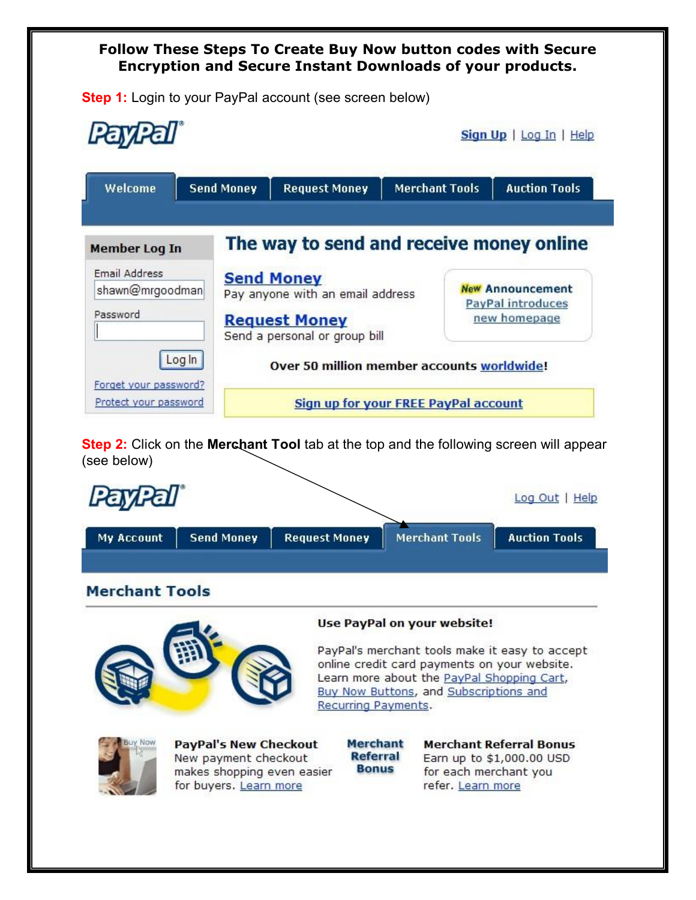**Follow These Steps To Create Buy Now button codes with Secure Encryption and Secure Instant Downloads of your products.**

**Step 1:** Login to your PayPal account (see screen below)

PayPal

Sign Up | Log In | Help

Welcome | Send Money | Request Money | Merchant Tools | Auction Tools

**Member Log In**

Email Address
shawn@mrgoodman

Password

Log In

Forget your password?
Protect your password

**The way to send and receive money online**

**Send Money**
Pay anyone with an email address

**Request Money**
Send a personal or group bill

New **Announcement**
PayPal introduces new homepage

**Over 50 million member accounts worldwide!**

Sign up for your FREE PayPal account

**Step 2:** Click on the **Merchant Tool** tab at the top and the following screen will appear (see below)

PayPal

Log Out | Help

My Account | Send Money | Request Money | Merchant Tools | Auction Tools

**Merchant Tools**

**Use PayPal on your website!**

PayPal's merchant tools make it easy to accept online credit card payments on your website. Learn more about the PayPal Shopping Cart, Buy Now Buttons, and Subscriptions and Recurring Payments.

**PayPal's New Checkout**
New payment checkout makes shopping even easier for buyers. Learn more

**Merchant Referral Bonus**

**Merchant Referral Bonus**
Earn up to $1,000.00 USD for each merchant you refer. Learn more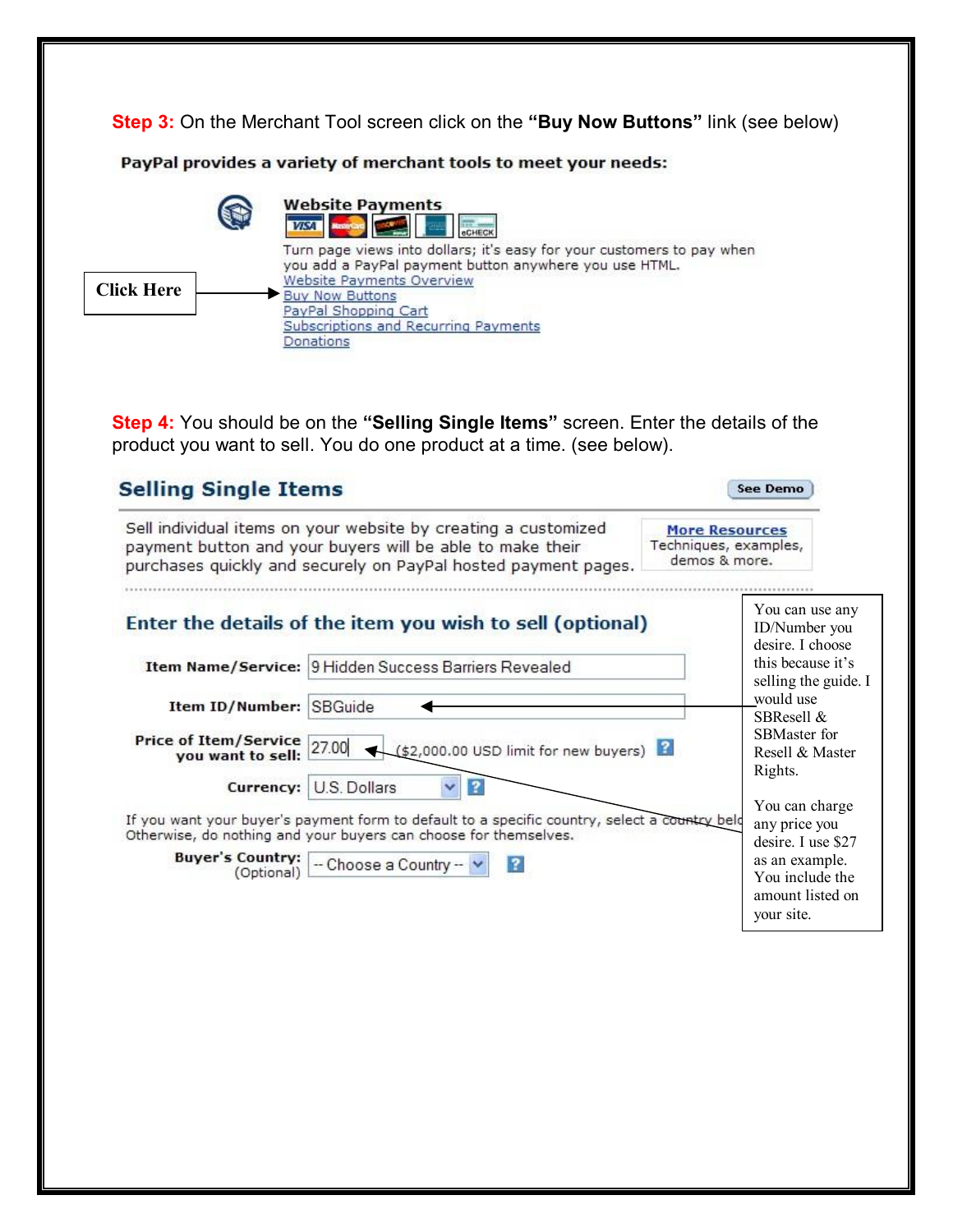**Step 3:** On the Merchant Tool screen click on the **"Buy Now Buttons"** link (see below)

**PayPal provides a variety of merchant tools to meet your needs:**

**Website Payments**

Turn page views into dollars; it's easy for your customers to pay when you add a PayPal payment button anywhere you use HTML.

Website Payments Overview
Buy Now Buttons
PayPal Shopping Cart
Subscriptions and Recurring Payments
Donations

**Click Here**

**Step 4:** You should be on the **"Selling Single Items"** screen. Enter the details of the product you want to sell. You do one product at a time. (see below).

## Selling Single Items

See Demo

Sell individual items on your website by creating a customized payment button and your buyers will be able to make their purchases quickly and securely on PayPal hosted payment pages.

**More Resources**
Techniques, examples, demos & more.

### Enter the details of the item you wish to sell (optional)

**Item Name/Service:** 9 Hidden Success Barriers Revealed

**Item ID/Number:** SBGuide

**Price of Item/Service you want to sell:** 27.00 ($2,000.00 USD limit for new buyers)

**Currency:** U.S. Dollars

If you want your buyer's payment form to default to a specific country, select a country below. Otherwise, do nothing and your buyers can choose for themselves.

**Buyer's Country:** (Optional) -- Choose a Country --

You can use any ID/Number you desire. I choose this because it's selling the guide. I would use SBResell & SBMaster for Resell & Master Rights.

You can charge any price you desire. I use $27 as an example. You include the amount listed on your site.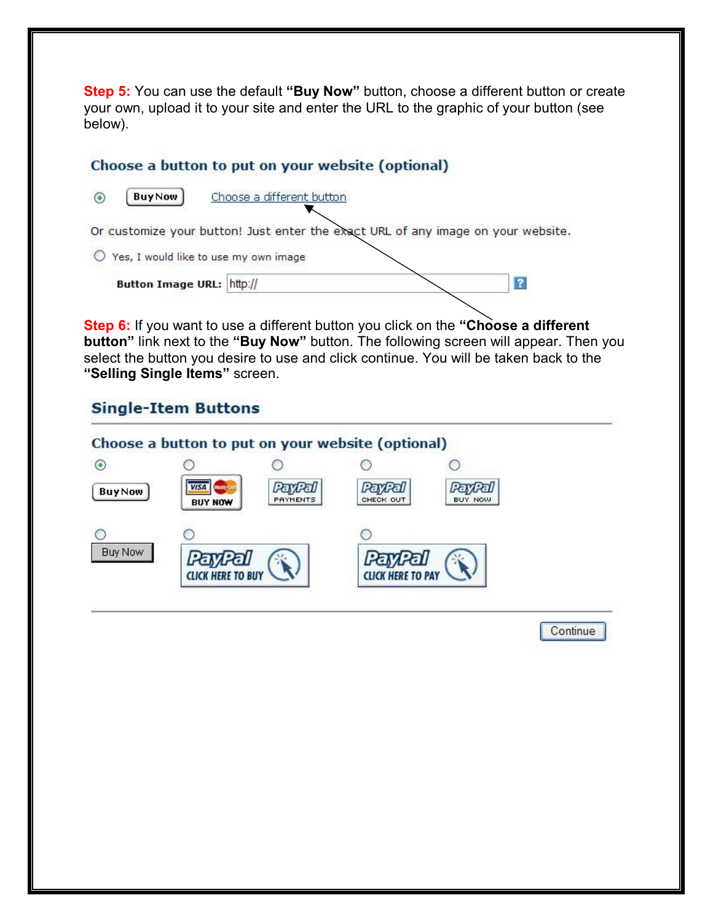**Step 5:** You can use the default **"Buy Now"** button, choose a different button or create your own, upload it to your site and enter the URL to the graphic of your button (see below).

### Choose a button to put on your website (optional)

Buy Now — Choose a different button

Or customize your button! Just enter the exact URL of any image on your website.

Yes, I would like to use my own image

**Button Image URL:** http://

**Step 6:** If you want to use a different button you click on the **"Choose a different button"** link next to the **"Buy Now"** button. The following screen will appear. Then you select the button you desire to use and click continue. You will be taken back to the **"Selling Single Items"** screen.

## Single-Item Buttons

### Choose a button to put on your website (optional)

Buy Now | BUY NOW | PayPal PAYMENTS | PayPal CHECK OUT | PayPal BUY NOW

Buy Now | PayPal CLICK HERE TO BUY | PayPal CLICK HERE TO PAY

Continue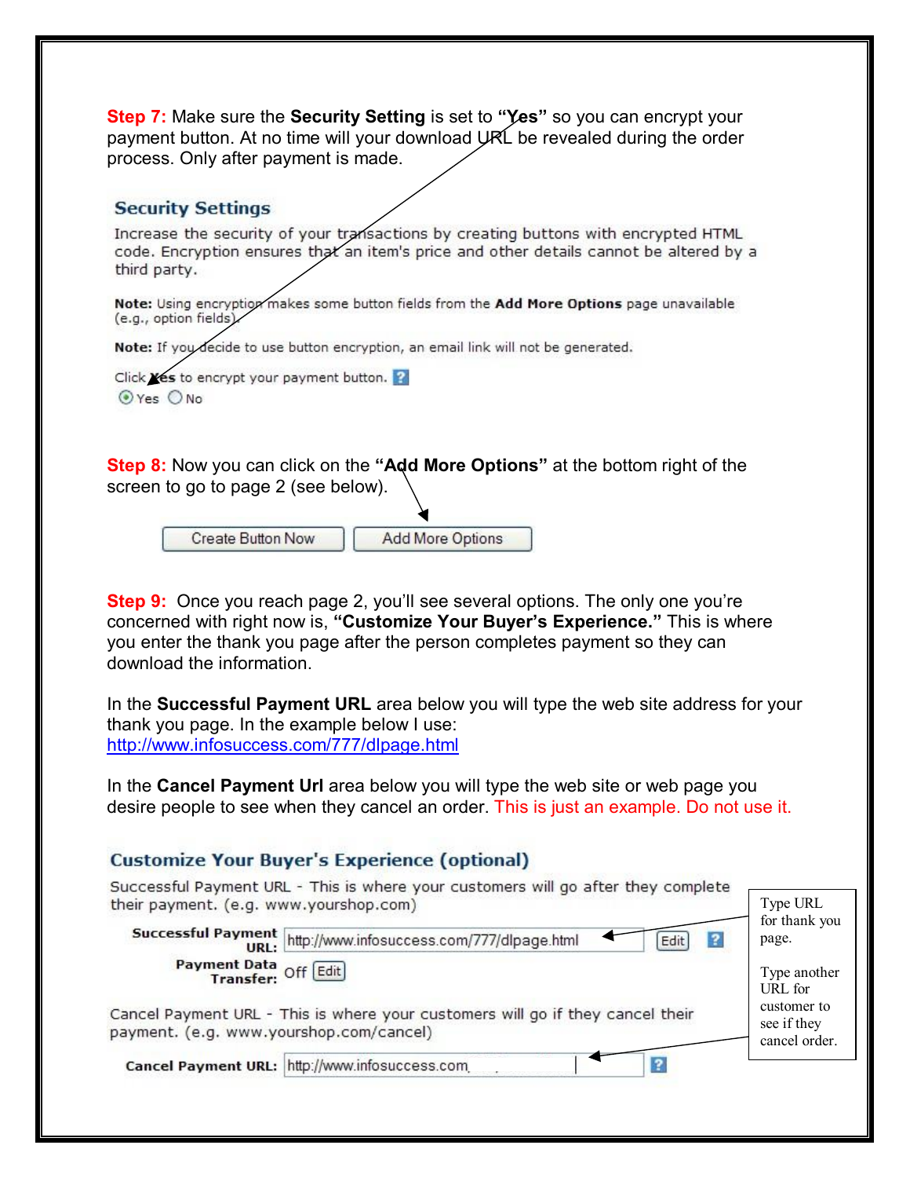**Step 7:** Make sure the **Security Setting** is set to **"Yes"** so you can encrypt your payment button. At no time will your download URL be revealed during the order process. Only after payment is made.

### Security Settings

Increase the security of your transactions by creating buttons with encrypted HTML code. Encryption ensures that an item's price and other details cannot be altered by a third party.

**Note:** Using encryption makes some button fields from the **Add More Options** page unavailable (e.g., option fields).

**Note:** If you decide to use button encryption, an email link will not be generated.

Click Yes to encrypt your payment button.

◉ Yes ○ No

**Step 8:** Now you can click on the **"Add More Options"** at the bottom right of the screen to go to page 2 (see below).

[Create Button Now] [Add More Options]

**Step 9:** Once you reach page 2, you'll see several options. The only one you're concerned with right now is, **"Customize Your Buyer's Experience."** This is where you enter the thank you page after the person completes payment so they can download the information.

In the **Successful Payment URL** area below you will type the web site address for your thank you page. In the example below I use: http://www.infosuccess.com/777/dlpage.html

In the **Cancel Payment Url** area below you will type the web site or web page you desire people to see when they cancel an order. This is just an example. Do not use it.

### Customize Your Buyer's Experience (optional)

Successful Payment URL - This is where your customers will go after they complete their payment. (e.g. www.yourshop.com)

**Successful Payment URL:** http://www.infosuccess.com/777/dlpage.html [Edit]

**Payment Data Transfer:** Off [Edit]

Cancel Payment URL - This is where your customers will go if they cancel their payment. (e.g. www.yourshop.com/cancel)

**Cancel Payment URL:** http://www.infosuccess.com

Type URL for thank you page.

Type another URL for customer to see if they cancel order.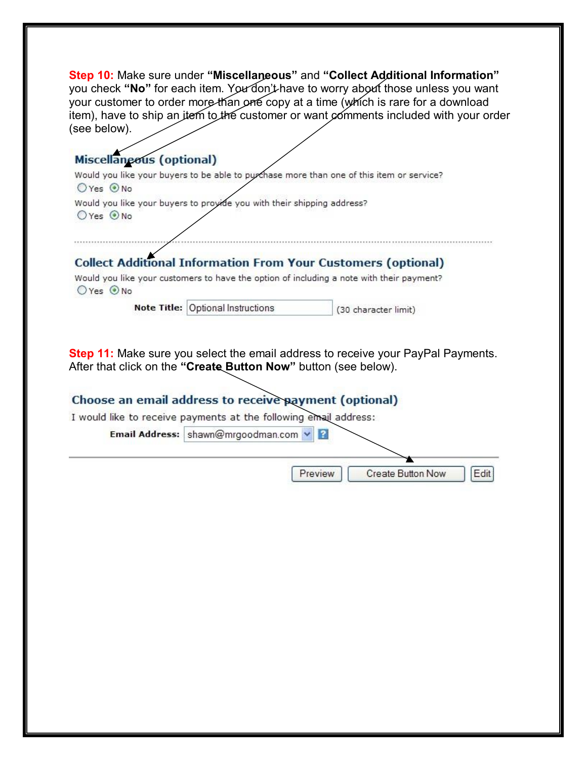**Step 10:** Make sure under **"Miscellaneous"** and **"Collect Additional Information"** you check **"No"** for each item. You don't have to worry about those unless you want your customer to order more than one copy at a time (which is rare for a download item), have to ship an item to the customer or want comments included with your order (see below).

**Miscellaneous (optional)**

Would you like your buyers to be able to purchase more than one of this item or service?

○ Yes ⦿ No

Would you like your buyers to provide you with their shipping address?

○ Yes ⦿ No

**Collect Additional Information From Your Customers (optional)**

Would you like your customers to have the option of including a note with their payment?

○ Yes ⦿ No

**Note Title:** Optional Instructions (30 character limit)

**Step 11:** Make sure you select the email address to receive your PayPal Payments. After that click on the **"Create Button Now"** button (see below).

**Choose an email address to receive payment (optional)**

I would like to receive payments at the following email address:

**Email Address:** shawn@mrgoodman.com

Preview | Create Button Now | Edit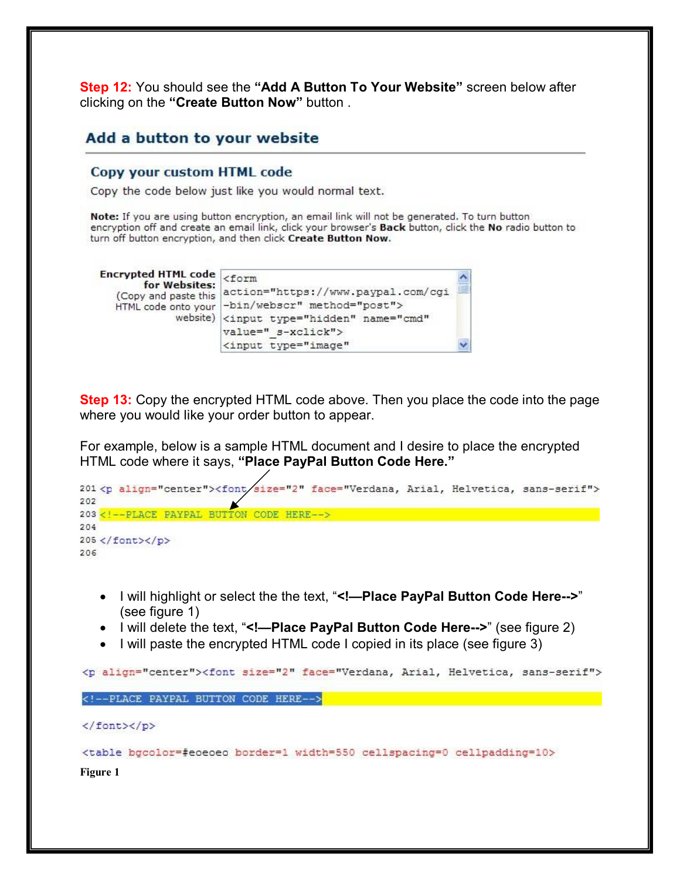**Step 12:** You should see the **"Add A Button To Your Website"** screen below after clicking on the **"Create Button Now"** button .

## Add a button to your website

### Copy your custom HTML code

Copy the code below just like you would normal text.

**Note:** If you are using button encryption, an email link will not be generated. To turn button encryption off and create an email link, click your browser's **Back** button, click the **No** radio button to turn off button encryption, and then click **Create Button Now.**

**Encrypted HTML code for Websites:** (Copy and paste this HTML code onto your website)

```
<form
action="https://www.paypal.com/cgi
-bin/webscr" method="post">
<input type="hidden" name="cmd"
value="_s-xclick">
<input type="image"
```

**Step 13:** Copy the encrypted HTML code above. Then you place the code into the page where you would like your order button to appear.

For example, below is a sample HTML document and I desire to place the encrypted HTML code where it says, **"Place PayPal Button Code Here."**

```
201 <p align="center"><font size="2" face="Verdana, Arial, Helvetica, sans-serif">
202
203 <!--PLACE PAYPAL BUTTON CODE HERE-->
204
205 </font></p>
206
```

- I will highlight or select the the text, "**<!—Place PayPal Button Code Here-->**" (see figure 1)
- I will delete the text, "**<!—Place PayPal Button Code Here-->**" (see figure 2)
- I will paste the encrypted HTML code I copied in its place (see figure 3)

```
<p align="center"><font size="2" face="Verdana, Arial, Helvetica, sans-serif">

<!--PLACE PAYPAL BUTTON CODE HERE-->

</font></p>

<table bgcolor=#e0e0e0 border=1 width=550 cellspacing=0 cellpadding=10>
```

**Figure 1**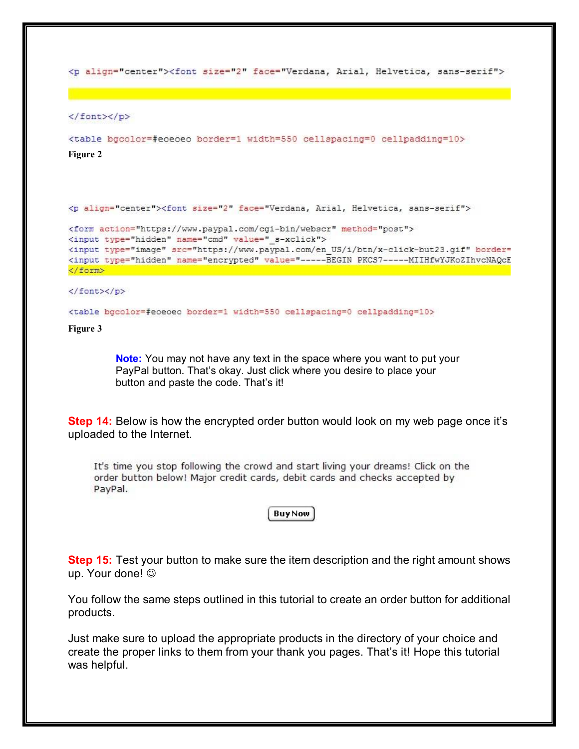```
<p align="center"><font size="2" face="Verdana, Arial, Helvetica, sans-serif">

</font></p>

<table bgcolor=#eoeoeo border=1 width=550 cellspacing=0 cellpadding=10>
```

**Figure 2**

```
<p align="center"><font size="2" face="Verdana, Arial, Helvetica, sans-serif">

<form action="https://www.paypal.com/cgi-bin/webscr" method="post">
<input type="hidden" name="cmd" value="_s-xclick">
<input type="image" src="https://www.paypal.com/en_US/i/btn/x-click-but23.gif" border=
<input type="hidden" name="encrypted" value="-----BEGIN PKCS7-----MIIHfwYJKoZIhvcNAQcE
</form>

</font></p>

<table bgcolor=#eoeoeo border=1 width=550 cellspacing=0 cellpadding=10>
```

**Figure 3**

> **Note:** You may not have any text in the space where you want to put your PayPal button. That's okay. Just click where you desire to place your button and paste the code. That's it!

**Step 14:** Below is how the encrypted order button would look on my web page once it's uploaded to the Internet.

> It's time you stop following the crowd and start living your dreams! Click on the order button below! Major credit cards, debit cards and checks accepted by PayPal.
>
> [Buy Now]

**Step 15:** Test your button to make sure the item description and the right amount shows up. Your done! ☺

You follow the same steps outlined in this tutorial to create an order button for additional products.

Just make sure to upload the appropriate products in the directory of your choice and create the proper links to them from your thank you pages. That's it! Hope this tutorial was helpful.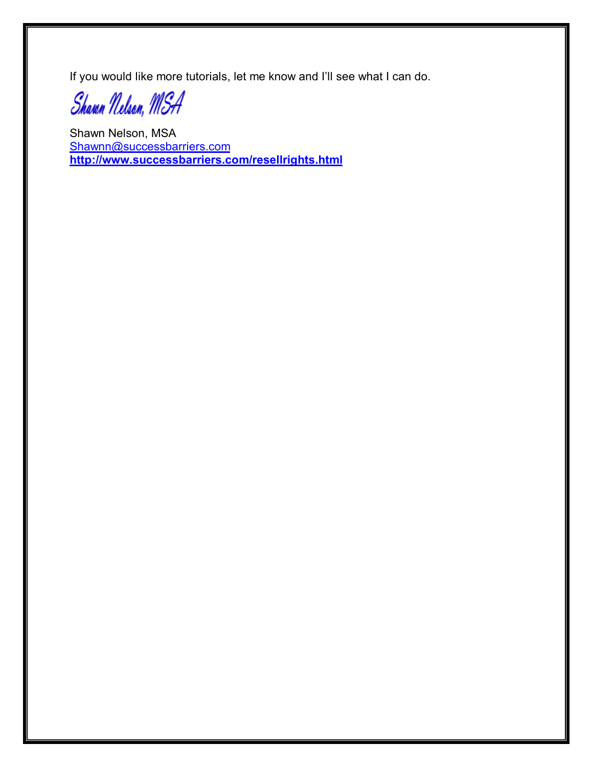If you would like more tutorials, let me know and I'll see what I can do.

*Shawn Nelson, MSA*

Shawn Nelson, MSA
Shawnn@successbarriers.com
**http://www.successbarriers.com/resellrights.html**